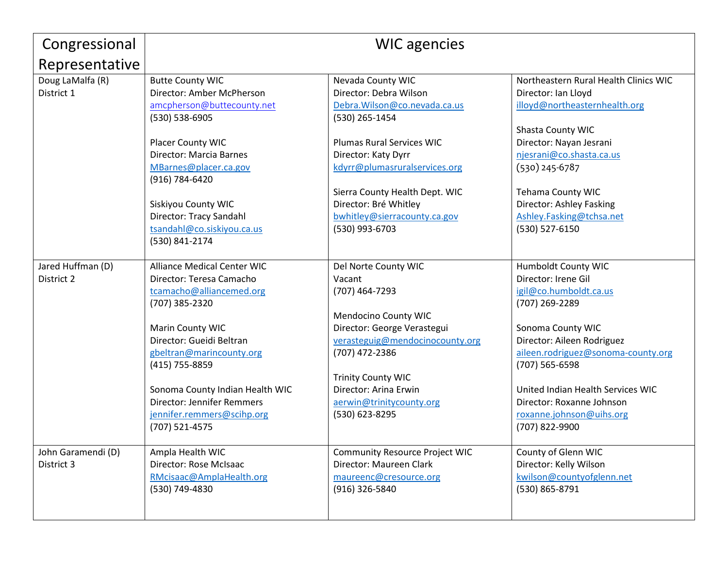| Congressional Representative | WIC agencies | | |
|---|---|---|---|
| Doug LaMalfa (R)<br>District 1 | Butte County WIC<br>Director: Amber McPherson<br>amcpherson@buttecounty.net<br>(530) 538-6905<br><br>Placer County WIC<br>Director: Marcia Barnes<br>MBarnes@placer.ca.gov<br>(916) 784-6420<br><br>Siskiyou County WIC<br>Director: Tracy Sandahl<br>tsandahl@co.siskiyou.ca.us<br>(530) 841-2174 | Nevada County WIC<br>Director: Debra Wilson<br>Debra.Wilson@co.nevada.ca.us<br>(530) 265-1454<br><br>Plumas Rural Services WIC<br>Director: Katy Dyrr<br>kdyrr@plumasruralservices.org<br><br>Sierra County Health Dept. WIC<br>Director: Bré Whitley<br>bwhitley@sierracounty.ca.gov<br>(530) 993-6703 | Northeastern Rural Health Clinics WIC<br>Director: Ian Lloyd<br>illoyd@northeasternhealth.org<br><br>Shasta County WIC<br>Director: Nayan Jesrani<br>njesrani@co.shasta.ca.us<br>(530) 245-6787<br><br>Tehama County WIC<br>Director: Ashley Fasking<br>Ashley.Fasking@tchsa.net<br>(530) 527-6150 |
| Jared Huffman (D)<br>District 2 | Alliance Medical Center WIC<br>Director: Teresa Camacho<br>tcamacho@alliancemed.org<br>(707) 385-2320<br><br>Marin County WIC<br>Director: Gueidi Beltran<br>gbeltran@marincounty.org<br>(415) 755-8859<br><br>Sonoma County Indian Health WIC<br>Director: Jennifer Remmers<br>jennifer.remmers@scihp.org<br>(707) 521-4575 | Del Norte County WIC<br>Vacant<br>(707) 464-7293<br><br>Mendocino County WIC<br>Director: George Verastegui<br>verasteguig@mendocinocounty.org<br>(707) 472-2386<br><br>Trinity County WIC<br>Director: Arina Erwin<br>aerwin@trinitycounty.org<br>(530) 623-8295 | Humboldt County WIC<br>Director: Irene Gil<br>igil@co.humboldt.ca.us<br>(707) 269-2289<br><br>Sonoma County WIC<br>Director: Aileen Rodriguez<br>aileen.rodriguez@sonoma-county.org<br>(707) 565-6598<br><br>United Indian Health Services WIC<br>Director: Roxanne Johnson<br>roxanne.johnson@uihs.org<br>(707) 822-9900 |
| John Garamendi (D)<br>District 3 | Ampla Health WIC<br>Director: Rose McIsaac<br>RMcisaac@AmplaHealth.org<br>(530) 749-4830 | Community Resource Project WIC<br>Director: Maureen Clark<br>maureenc@cresource.org<br>(916) 326-5840 | County of Glenn WIC<br>Director: Kelly Wilson<br>kwilson@countyofglenn.net<br>(530) 865-8791 |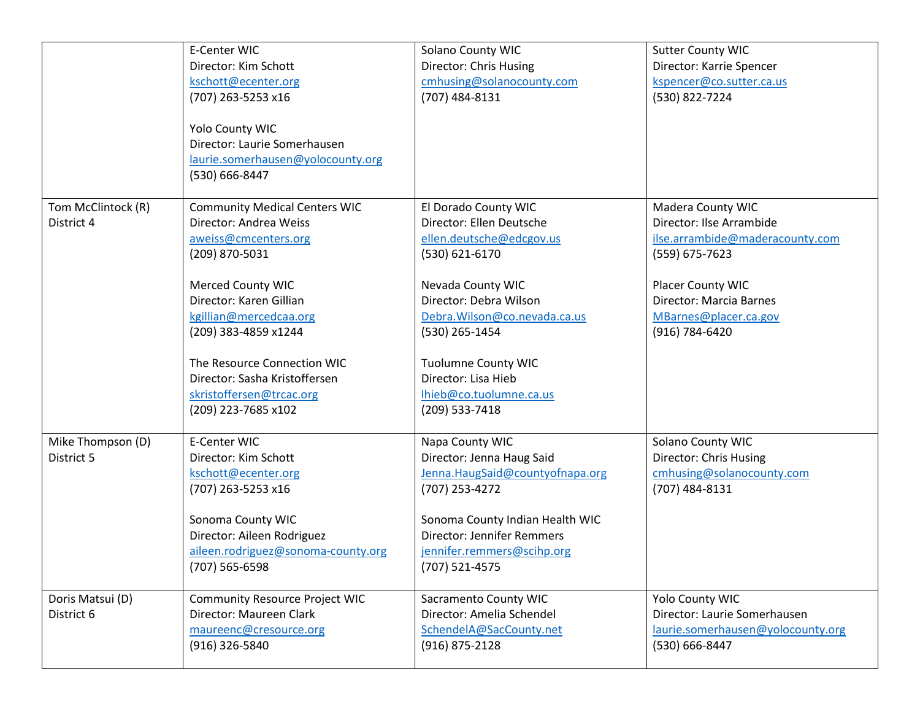| | | | |
|---|---|---|---|
| | E-Center WIC<br>Director: Kim Schott<br>kschott@ecenter.org<br>(707) 263-5253 x16<br><br>Yolo County WIC<br>Director: Laurie Somerhausen<br>laurie.somerhausen@yolocounty.org<br>(530) 666-8447 | Solano County WIC<br>Director: Chris Husing<br>cmhusing@solanocounty.com<br>(707) 484-8131 | Sutter County WIC<br>Director: Karrie Spencer<br>kspencer@co.sutter.ca.us<br>(530) 822-7224 |
| Tom McClintock (R)<br>District 4 | Community Medical Centers WIC<br>Director: Andrea Weiss<br>aweiss@cmcenters.org<br>(209) 870-5031<br><br>Merced County WIC<br>Director: Karen Gillian<br>kgillian@mercedcaa.org<br>(209) 383-4859 x1244<br><br>The Resource Connection WIC<br>Director: Sasha Kristoffersen<br>skristoffersen@trcac.org<br>(209) 223-7685 x102 | El Dorado County WIC<br>Director: Ellen Deutsche<br>ellen.deutsche@edcgov.us<br>(530) 621-6170<br><br>Nevada County WIC<br>Director: Debra Wilson<br>Debra.Wilson@co.nevada.ca.us<br>(530) 265-1454<br><br>Tuolumne County WIC<br>Director: Lisa Hieb<br>lhieb@co.tuolumne.ca.us<br>(209) 533-7418 | Madera County WIC<br>Director: Ilse Arrambide<br>ilse.arrambide@maderacounty.com<br>(559) 675-7623<br><br>Placer County WIC<br>Director: Marcia Barnes<br>MBarnes@placer.ca.gov<br>(916) 784-6420 |
| Mike Thompson (D)<br>District 5 | E-Center WIC<br>Director: Kim Schott<br>kschott@ecenter.org<br>(707) 263-5253 x16<br><br>Sonoma County WIC<br>Director: Aileen Rodriguez<br>aileen.rodriguez@sonoma-county.org<br>(707) 565-6598 | Napa County WIC<br>Director: Jenna Haug Said<br>Jenna.HaugSaid@countyofnapa.org<br>(707) 253-4272<br><br>Sonoma County Indian Health WIC<br>Director: Jennifer Remmers<br>jennifer.remmers@scihp.org<br>(707) 521-4575 | Solano County WIC<br>Director: Chris Husing<br>cmhusing@solanocounty.com<br>(707) 484-8131 |
| Doris Matsui (D)<br>District 6 | Community Resource Project WIC<br>Director: Maureen Clark<br>maureenc@cresource.org<br>(916) 326-5840 | Sacramento County WIC<br>Director: Amelia Schendel<br>SchendelA@SacCounty.net<br>(916) 875-2128 | Yolo County WIC<br>Director: Laurie Somerhausen<br>laurie.somerhausen@yolocounty.org<br>(530) 666-8447 |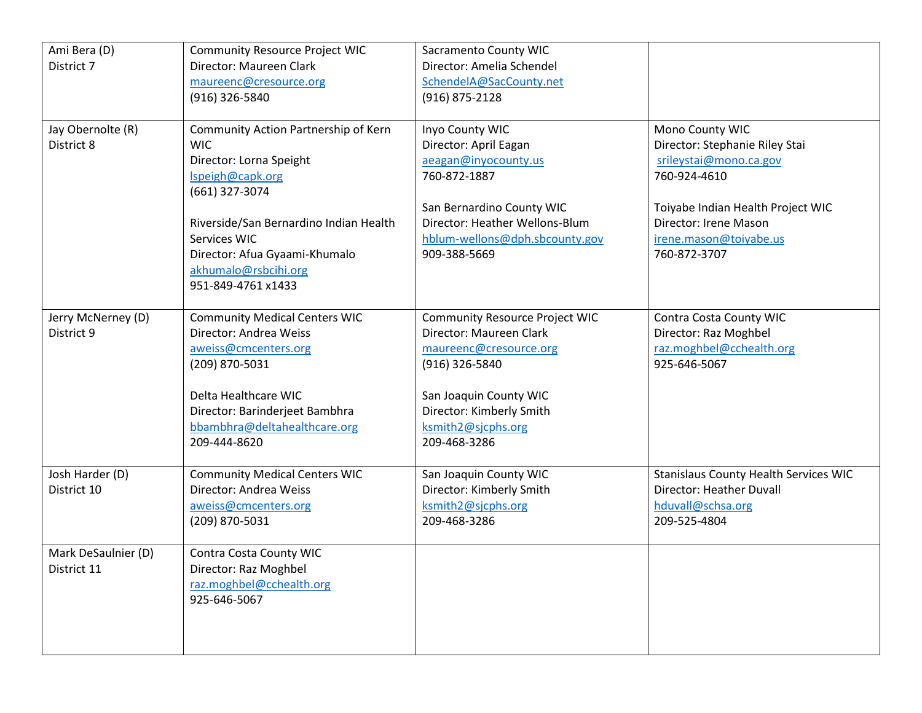| | | | |
|---|---|---|---|
| Ami Bera (D)<br>District 7 | Community Resource Project WIC<br>Director: Maureen Clark<br>maureenc@cresource.org<br>(916) 326-5840 | Sacramento County WIC<br>Director: Amelia Schendel<br>SchendelA@SacCounty.net<br>(916) 875-2128 | |
| Jay Obernolte (R)<br>District 8 | Community Action Partnership of Kern WIC<br>Director: Lorna Speight<br>lspeigh@capk.org<br>(661) 327-3074<br><br>Riverside/San Bernardino Indian Health Services WIC<br>Director: Afua Gyaami-Khumalo<br>akhumalo@rsbcihi.org<br>951-849-4761 x1433 | Inyo County WIC<br>Director: April Eagan<br>aeagan@inyocounty.us<br>760-872-1887<br><br>San Bernardino County WIC<br>Director: Heather Wellons-Blum<br>hblum-wellons@dph.sbcounty.gov<br>909-388-5669 | Mono County WIC<br>Director: Stephanie Riley Stai<br>srileystai@mono.ca.gov<br>760-924-4610<br><br>Toiyabe Indian Health Project WIC<br>Director: Irene Mason<br>irene.mason@toiyabe.us<br>760-872-3707 |
| Jerry McNerney (D)<br>District 9 | Community Medical Centers WIC<br>Director: Andrea Weiss<br>aweiss@cmcenters.org<br>(209) 870-5031<br><br>Delta Healthcare WIC<br>Director: Barinderjeet Bambhra<br>bbambhra@deltahealthcare.org<br>209-444-8620 | Community Resource Project WIC<br>Director: Maureen Clark<br>maureenc@cresource.org<br>(916) 326-5840<br><br>San Joaquin County WIC<br>Director: Kimberly Smith<br>ksmith2@sjcphs.org<br>209-468-3286 | Contra Costa County WIC<br>Director: Raz Moghbel<br>raz.moghbel@cchealth.org<br>925-646-5067 |
| Josh Harder (D)<br>District 10 | Community Medical Centers WIC<br>Director: Andrea Weiss<br>aweiss@cmcenters.org<br>(209) 870-5031 | San Joaquin County WIC<br>Director: Kimberly Smith<br>ksmith2@sjcphs.org<br>209-468-3286 | Stanislaus County Health Services WIC<br>Director: Heather Duvall<br>hduvall@schsa.org<br>209-525-4804 |
| Mark DeSaulnier (D)<br>District 11 | Contra Costa County WIC<br>Director: Raz Moghbel<br>raz.moghbel@cchealth.org<br>925-646-5067 | | |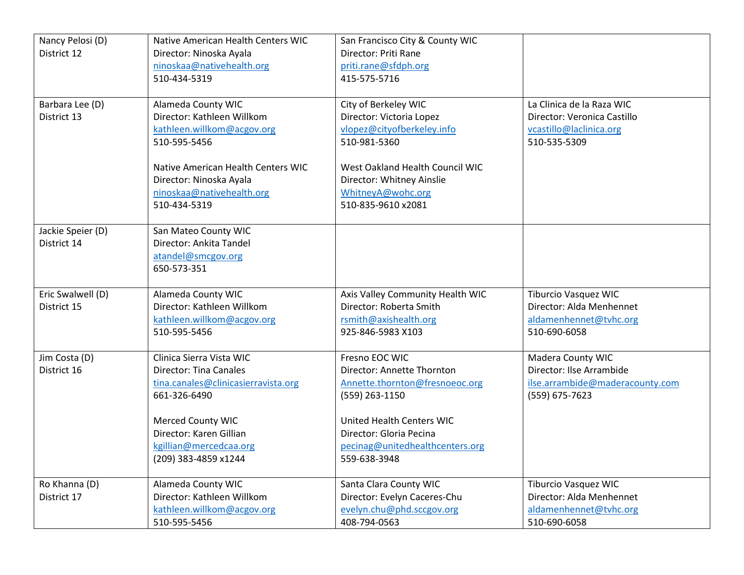| | | | |
|---|---|---|---|
| Nancy Pelosi (D)<br>District 12 | Native American Health Centers WIC<br>Director: Ninoska Ayala<br>ninoskaa@nativehealth.org<br>510-434-5319 | San Francisco City & County WIC<br>Director: Priti Rane<br>priti.rane@sfdph.org<br>415-575-5716 | |
| Barbara Lee (D)<br>District 13 | Alameda County WIC<br>Director: Kathleen Willkom<br>kathleen.willkom@acgov.org<br>510-595-5456<br><br>Native American Health Centers WIC<br>Director: Ninoska Ayala<br>ninoskaa@nativehealth.org<br>510-434-5319 | City of Berkeley WIC<br>Director: Victoria Lopez<br>vlopez@cityofberkeley.info<br>510-981-5360<br><br>West Oakland Health Council WIC<br>Director: Whitney Ainslie<br>WhitneyA@wohc.org<br>510-835-9610 x2081 | La Clinica de la Raza WIC<br>Director: Veronica Castillo<br>vcastillo@laclinica.org<br>510-535-5309 |
| Jackie Speier (D)<br>District 14 | San Mateo County WIC<br>Director: Ankita Tandel<br>atandel@smcgov.org<br>650-573-351 | | |
| Eric Swalwell (D)<br>District 15 | Alameda County WIC<br>Director: Kathleen Willkom<br>kathleen.willkom@acgov.org<br>510-595-5456 | Axis Valley Community Health WIC<br>Director: Roberta Smith<br>rsmith@axishealth.org<br>925-846-5983 X103 | Tiburcio Vasquez WIC<br>Director: Alda Menhennet<br>aldamenhennet@tvhc.org<br>510-690-6058 |
| Jim Costa (D)<br>District 16 | Clinica Sierra Vista WIC<br>Director: Tina Canales<br>tina.canales@clinicasierravista.org<br>661-326-6490<br><br>Merced County WIC<br>Director: Karen Gillian<br>kgillian@mercedcaa.org<br>(209) 383-4859 x1244 | Fresno EOC WIC<br>Director: Annette Thornton<br>Annette.thornton@fresnoeoc.org<br>(559) 263-1150<br><br>United Health Centers WIC<br>Director: Gloria Pecina<br>pecinag@unitedhealthcenters.org<br>559-638-3948 | Madera County WIC<br>Director: Ilse Arrambide<br>ilse.arrambide@maderacounty.com<br>(559) 675-7623 |
| Ro Khanna (D)<br>District 17 | Alameda County WIC<br>Director: Kathleen Willkom<br>kathleen.willkom@acgov.org<br>510-595-5456 | Santa Clara County WIC<br>Director: Evelyn Caceres-Chu<br>evelyn.chu@phd.sccgov.org<br>408-794-0563 | Tiburcio Vasquez WIC<br>Director: Alda Menhennet<br>aldamenhennet@tvhc.org<br>510-690-6058 |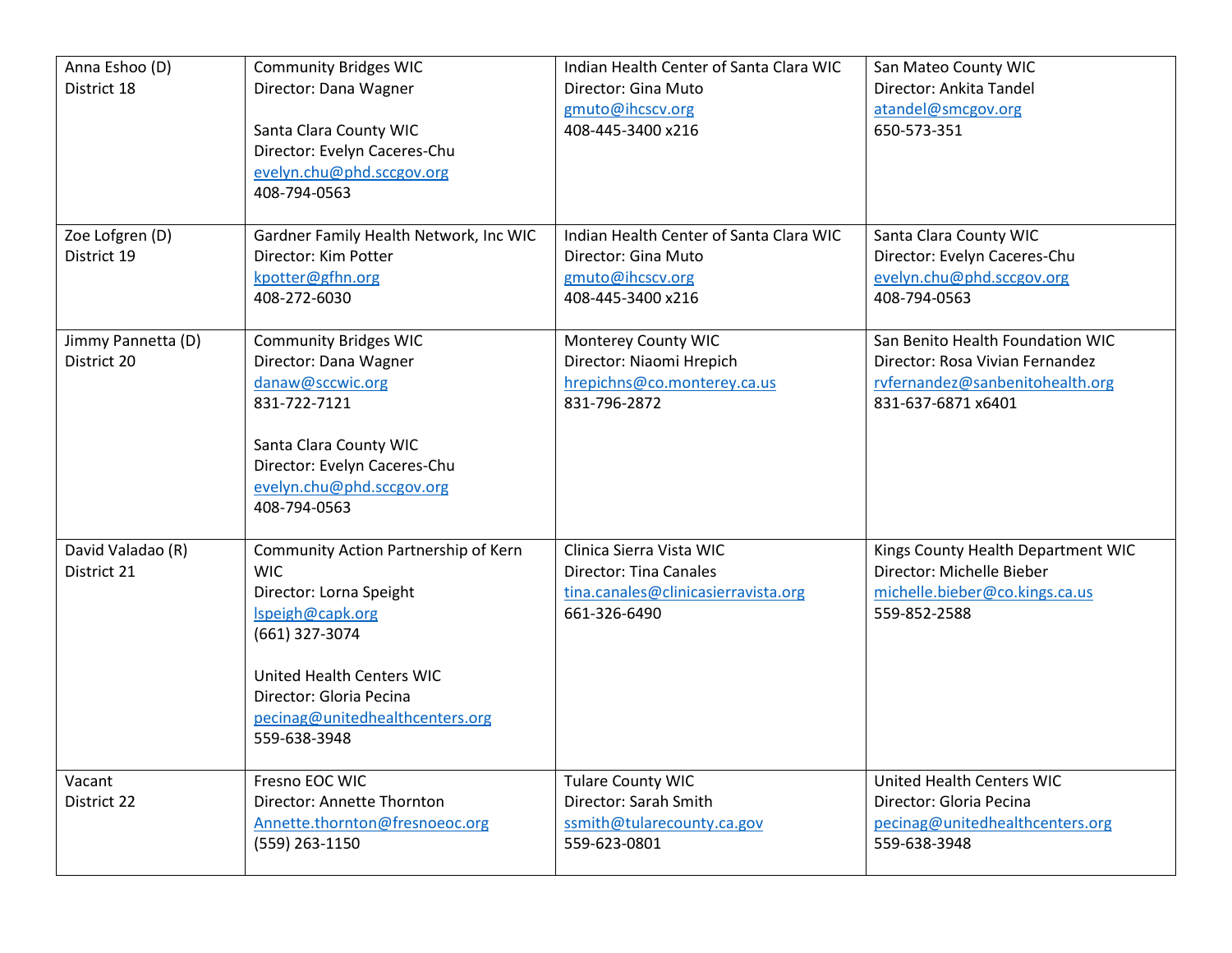| | | | |
|---|---|---|---|
| Anna Eshoo (D)<br>District 18 | Community Bridges WIC<br>Director: Dana Wagner<br><br>Santa Clara County WIC<br>Director: Evelyn Caceres-Chu<br>evelyn.chu@phd.sccgov.org<br>408-794-0563 | Indian Health Center of Santa Clara WIC<br>Director: Gina Muto<br>gmuto@ihcscv.org<br>408-445-3400 x216 | San Mateo County WIC<br>Director: Ankita Tandel<br>atandel@smcgov.org<br>650-573-351 |
| Zoe Lofgren (D)<br>District 19 | Gardner Family Health Network, Inc WIC<br>Director: Kim Potter<br>kpotter@gfhn.org<br>408-272-6030 | Indian Health Center of Santa Clara WIC<br>Director: Gina Muto<br>gmuto@ihcscv.org<br>408-445-3400 x216 | Santa Clara County WIC<br>Director: Evelyn Caceres-Chu<br>evelyn.chu@phd.sccgov.org<br>408-794-0563 |
| Jimmy Pannetta (D)<br>District 20 | Community Bridges WIC<br>Director: Dana Wagner<br>danaw@sccwic.org<br>831-722-7121<br><br>Santa Clara County WIC<br>Director: Evelyn Caceres-Chu<br>evelyn.chu@phd.sccgov.org<br>408-794-0563 | Monterey County WIC<br>Director: Niaomi Hrepich<br>hrepichns@co.monterey.ca.us<br>831-796-2872 | San Benito Health Foundation WIC<br>Director: Rosa Vivian Fernandez<br>rvfernandez@sanbenitohealth.org<br>831-637-6871 x6401 |
| David Valadao (R)<br>District 21 | Community Action Partnership of Kern WIC<br>Director: Lorna Speight<br>lspeigh@capk.org<br>(661) 327-3074<br><br>United Health Centers WIC<br>Director: Gloria Pecina<br>pecinag@unitedhealthcenters.org<br>559-638-3948 | Clinica Sierra Vista WIC<br>Director: Tina Canales<br>tina.canales@clinicasierravista.org<br>661-326-6490 | Kings County Health Department WIC<br>Director: Michelle Bieber<br>michelle.bieber@co.kings.ca.us<br>559-852-2588 |
| Vacant<br>District 22 | Fresno EOC WIC<br>Director: Annette Thornton<br>Annette.thornton@fresnoeoc.org<br>(559) 263-1150 | Tulare County WIC<br>Director: Sarah Smith<br>ssmith@tularecounty.ca.gov<br>559-623-0801 | United Health Centers WIC<br>Director: Gloria Pecina<br>pecinag@unitedhealthcenters.org<br>559-638-3948 |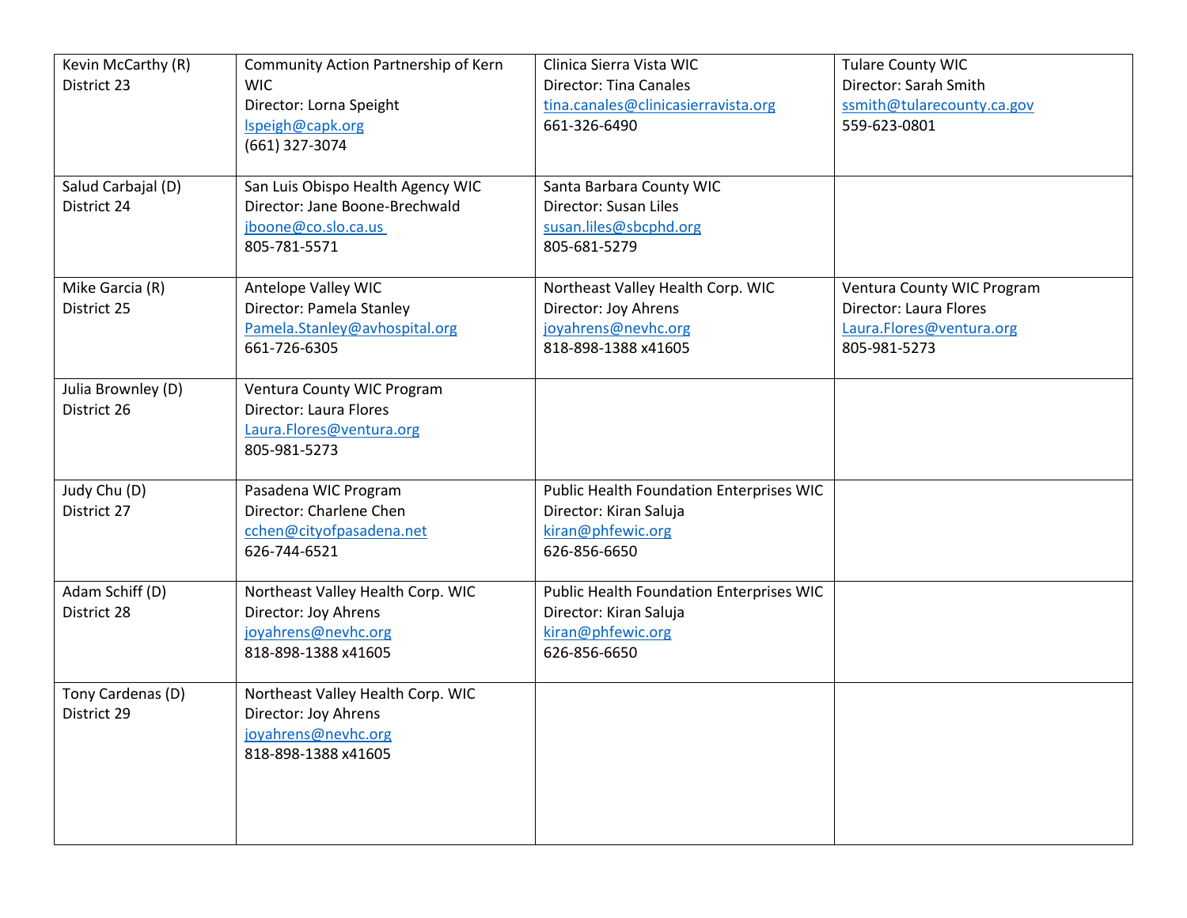| Kevin McCarthy (R)<br>District 23 | Community Action Partnership of Kern WIC<br>Director: Lorna Speight<br>lspeigh@capk.org<br>(661) 327-3074 | Clinica Sierra Vista WIC<br>Director: Tina Canales<br>tina.canales@clinicasierravista.org<br>661-326-6490 | Tulare County WIC<br>Director: Sarah Smith<br>ssmith@tularecounty.ca.gov<br>559-623-0801 |
|---|---|---|---|
| Salud Carbajal (D)<br>District 24 | San Luis Obispo Health Agency WIC<br>Director: Jane Boone-Brechwald<br>jboone@co.slo.ca.us<br>805-781-5571 | Santa Barbara County WIC<br>Director: Susan Liles<br>susan.liles@sbcphd.org<br>805-681-5279 | |
| Mike Garcia (R)<br>District 25 | Antelope Valley WIC<br>Director: Pamela Stanley<br>Pamela.Stanley@avhospital.org<br>661-726-6305 | Northeast Valley Health Corp. WIC<br>Director: Joy Ahrens<br>joyahrens@nevhc.org<br>818-898-1388 x41605 | Ventura County WIC Program<br>Director: Laura Flores<br>Laura.Flores@ventura.org<br>805-981-5273 |
| Julia Brownley (D)<br>District 26 | Ventura County WIC Program<br>Director: Laura Flores<br>Laura.Flores@ventura.org<br>805-981-5273 | | |
| Judy Chu (D)<br>District 27 | Pasadena WIC Program<br>Director: Charlene Chen<br>cchen@cityofpasadena.net<br>626-744-6521 | Public Health Foundation Enterprises WIC<br>Director: Kiran Saluja<br>kiran@phfewic.org<br>626-856-6650 | |
| Adam Schiff (D)<br>District 28 | Northeast Valley Health Corp. WIC<br>Director: Joy Ahrens<br>joyahrens@nevhc.org<br>818-898-1388 x41605 | Public Health Foundation Enterprises WIC<br>Director: Kiran Saluja<br>kiran@phfewic.org<br>626-856-6650 | |
| Tony Cardenas (D)<br>District 29 | Northeast Valley Health Corp. WIC<br>Director: Joy Ahrens<br>joyahrens@nevhc.org<br>818-898-1388 x41605 | | |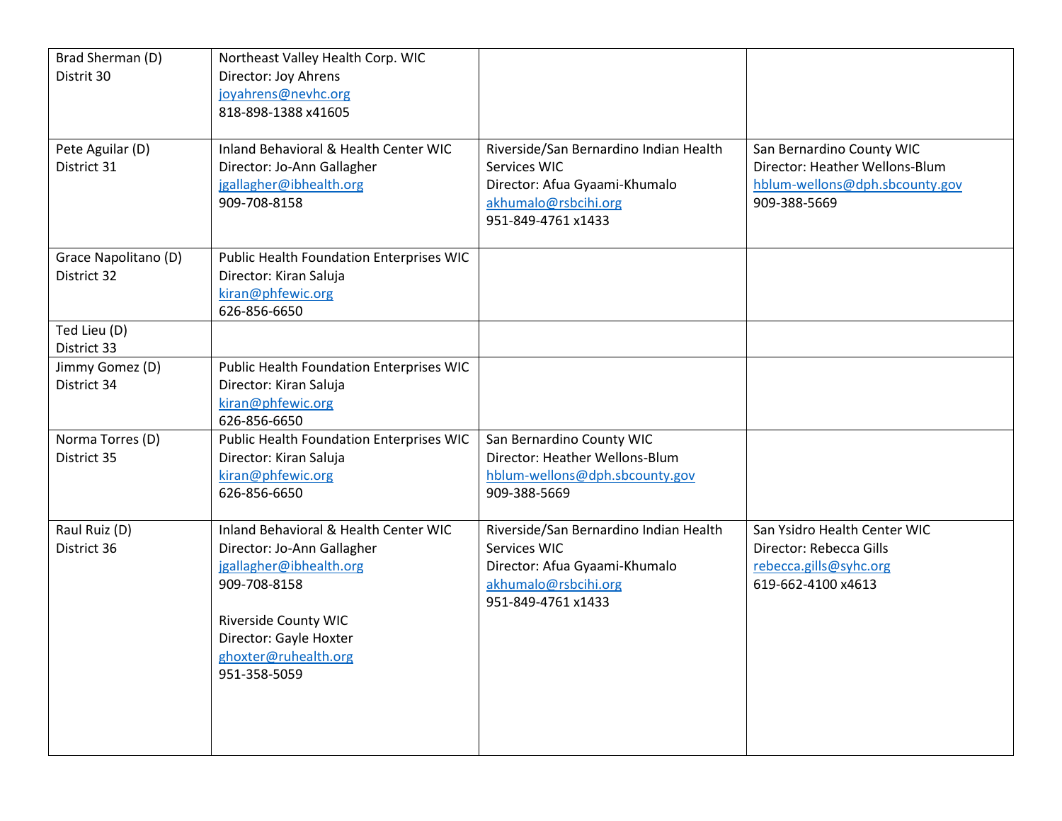| | | | |
|---|---|---|---|
| Brad Sherman (D)<br>Distrit 30 | Northeast Valley Health Corp. WIC<br>Director: Joy Ahrens<br>joyahrens@nevhc.org<br>818-898-1388 x41605 | | |
| Pete Aguilar (D)<br>District 31 | Inland Behavioral & Health Center WIC<br>Director: Jo-Ann Gallagher<br>jgallagher@ibhealth.org<br>909-708-8158 | Riverside/San Bernardino Indian Health Services WIC<br>Director: Afua Gyaami-Khumalo<br>akhumalo@rsbcihi.org<br>951-849-4761 x1433 | San Bernardino County WIC<br>Director: Heather Wellons-Blum<br>hblum-wellons@dph.sbcounty.gov<br>909-388-5669 |
| Grace Napolitano (D)<br>District 32 | Public Health Foundation Enterprises WIC<br>Director: Kiran Saluja<br>kiran@phfewic.org<br>626-856-6650 | | |
| Ted Lieu (D)<br>District 33 | | | |
| Jimmy Gomez (D)<br>District 34 | Public Health Foundation Enterprises WIC<br>Director: Kiran Saluja<br>kiran@phfewic.org<br>626-856-6650 | | |
| Norma Torres (D)<br>District 35 | Public Health Foundation Enterprises WIC<br>Director: Kiran Saluja<br>kiran@phfewic.org<br>626-856-6650 | San Bernardino County WIC<br>Director: Heather Wellons-Blum<br>hblum-wellons@dph.sbcounty.gov<br>909-388-5669 | |
| Raul Ruiz (D)<br>District 36 | Inland Behavioral & Health Center WIC<br>Director: Jo-Ann Gallagher<br>jgallagher@ibhealth.org<br>909-708-8158<br><br>Riverside County WIC<br>Director: Gayle Hoxter<br>ghoxter@ruhealth.org<br>951-358-5059 | Riverside/San Bernardino Indian Health Services WIC<br>Director: Afua Gyaami-Khumalo<br>akhumalo@rsbcihi.org<br>951-849-4761 x1433 | San Ysidro Health Center WIC<br>Director: Rebecca Gills<br>rebecca.gills@syhc.org<br>619-662-4100 x4613 |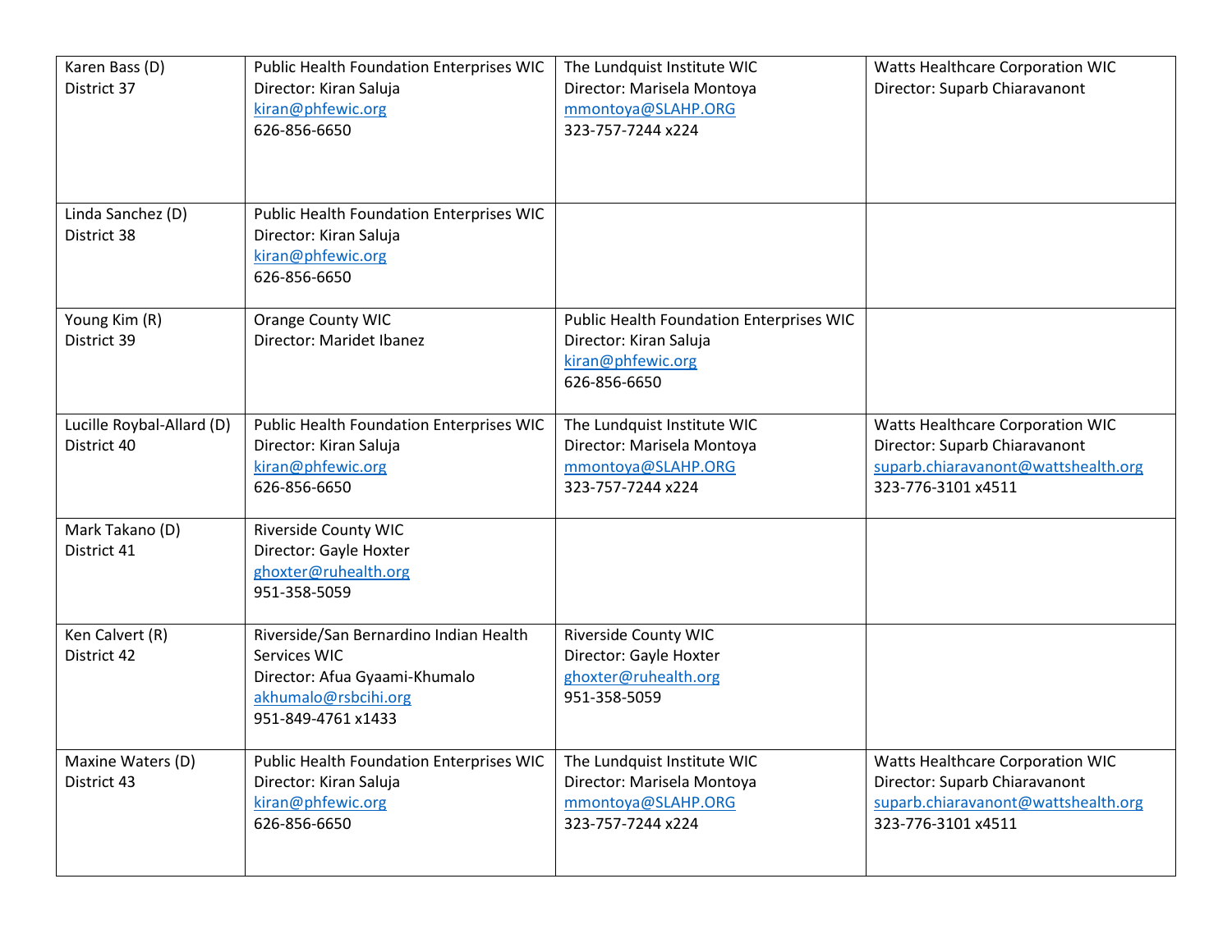| | | | |
|---|---|---|---|
| Karen Bass (D)<br>District 37 | Public Health Foundation Enterprises WIC<br>Director: Kiran Saluja<br>kiran@phfewic.org<br>626-856-6650 | The Lundquist Institute WIC<br>Director: Marisela Montoya<br>mmontoya@SLAHP.ORG<br>323-757-7244 x224 | Watts Healthcare Corporation WIC<br>Director: Suparb Chiaravanont |
| Linda Sanchez (D)<br>District 38 | Public Health Foundation Enterprises WIC<br>Director: Kiran Saluja<br>kiran@phfewic.org<br>626-856-6650 | | |
| Young Kim (R)<br>District 39 | Orange County WIC<br>Director: Maridet Ibanez | Public Health Foundation Enterprises WIC<br>Director: Kiran Saluja<br>kiran@phfewic.org<br>626-856-6650 | |
| Lucille Roybal-Allard (D)<br>District 40 | Public Health Foundation Enterprises WIC<br>Director: Kiran Saluja<br>kiran@phfewic.org<br>626-856-6650 | The Lundquist Institute WIC<br>Director: Marisela Montoya<br>mmontoya@SLAHP.ORG<br>323-757-7244 x224 | Watts Healthcare Corporation WIC<br>Director: Suparb Chiaravanont<br>suparb.chiaravanont@wattshealth.org<br>323-776-3101 x4511 |
| Mark Takano (D)<br>District 41 | Riverside County WIC<br>Director: Gayle Hoxter<br>ghoxter@ruhealth.org<br>951-358-5059 | | |
| Ken Calvert (R)<br>District 42 | Riverside/San Bernardino Indian Health Services WIC<br>Director: Afua Gyaami-Khumalo<br>akhumalo@rsbcihi.org<br>951-849-4761 x1433 | Riverside County WIC<br>Director: Gayle Hoxter<br>ghoxter@ruhealth.org<br>951-358-5059 | |
| Maxine Waters (D)<br>District 43 | Public Health Foundation Enterprises WIC<br>Director: Kiran Saluja<br>kiran@phfewic.org<br>626-856-6650 | The Lundquist Institute WIC<br>Director: Marisela Montoya<br>mmontoya@SLAHP.ORG<br>323-757-7244 x224 | Watts Healthcare Corporation WIC<br>Director: Suparb Chiaravanont<br>suparb.chiaravanont@wattshealth.org<br>323-776-3101 x4511 |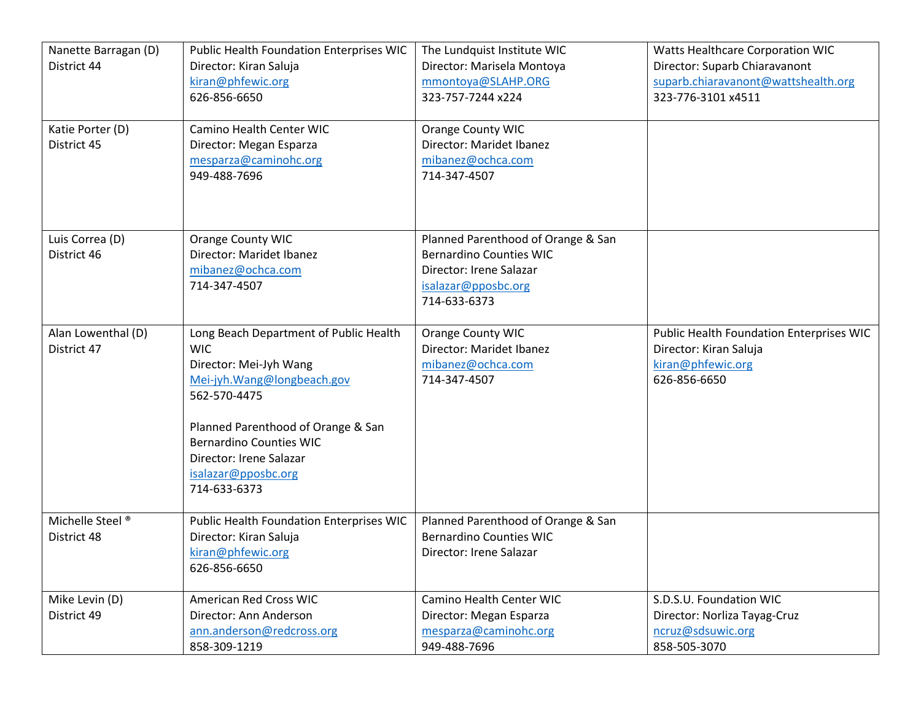| | | | |
|---|---|---|---|
| Nanette Barragan (D)<br>District 44 | Public Health Foundation Enterprises WIC<br>Director: Kiran Saluja<br>kiran@phfewic.org<br>626-856-6650 | The Lundquist Institute WIC<br>Director: Marisela Montoya<br>mmontoya@SLAHP.ORG<br>323-757-7244 x224 | Watts Healthcare Corporation WIC<br>Director: Suparb Chiaravanont<br>suparb.chiaravanont@wattshealth.org<br>323-776-3101 x4511 |
| Katie Porter (D)<br>District 45 | Camino Health Center WIC<br>Director: Megan Esparza<br>mesparza@caminohc.org<br>949-488-7696 | Orange County WIC<br>Director: Maridet Ibanez<br>mibanez@ochca.com<br>714-347-4507 | |
| Luis Correa (D)<br>District 46 | Orange County WIC<br>Director: Maridet Ibanez<br>mibanez@ochca.com<br>714-347-4507 | Planned Parenthood of Orange & San Bernardino Counties WIC<br>Director: Irene Salazar<br>isalazar@pposbc.org<br>714-633-6373 | |
| Alan Lowenthal (D)<br>District 47 | Long Beach Department of Public Health WIC<br>Director: Mei-Jyh Wang<br>Mei-jyh.Wang@longbeach.gov<br>562-570-4475<br><br>Planned Parenthood of Orange & San Bernardino Counties WIC<br>Director: Irene Salazar<br>isalazar@pposbc.org<br>714-633-6373 | Orange County WIC<br>Director: Maridet Ibanez<br>mibanez@ochca.com<br>714-347-4507 | Public Health Foundation Enterprises WIC<br>Director: Kiran Saluja<br>kiran@phfewic.org<br>626-856-6650 |
| Michelle Steel ®<br>District 48 | Public Health Foundation Enterprises WIC<br>Director: Kiran Saluja<br>kiran@phfewic.org<br>626-856-6650 | Planned Parenthood of Orange & San Bernardino Counties WIC<br>Director: Irene Salazar | |
| Mike Levin (D)<br>District 49 | American Red Cross WIC<br>Director: Ann Anderson<br>ann.anderson@redcross.org<br>858-309-1219 | Camino Health Center WIC<br>Director: Megan Esparza<br>mesparza@caminohc.org<br>949-488-7696 | S.D.S.U. Foundation WIC<br>Director: Norliza Tayag-Cruz<br>ncruz@sdsuwic.org<br>858-505-3070 |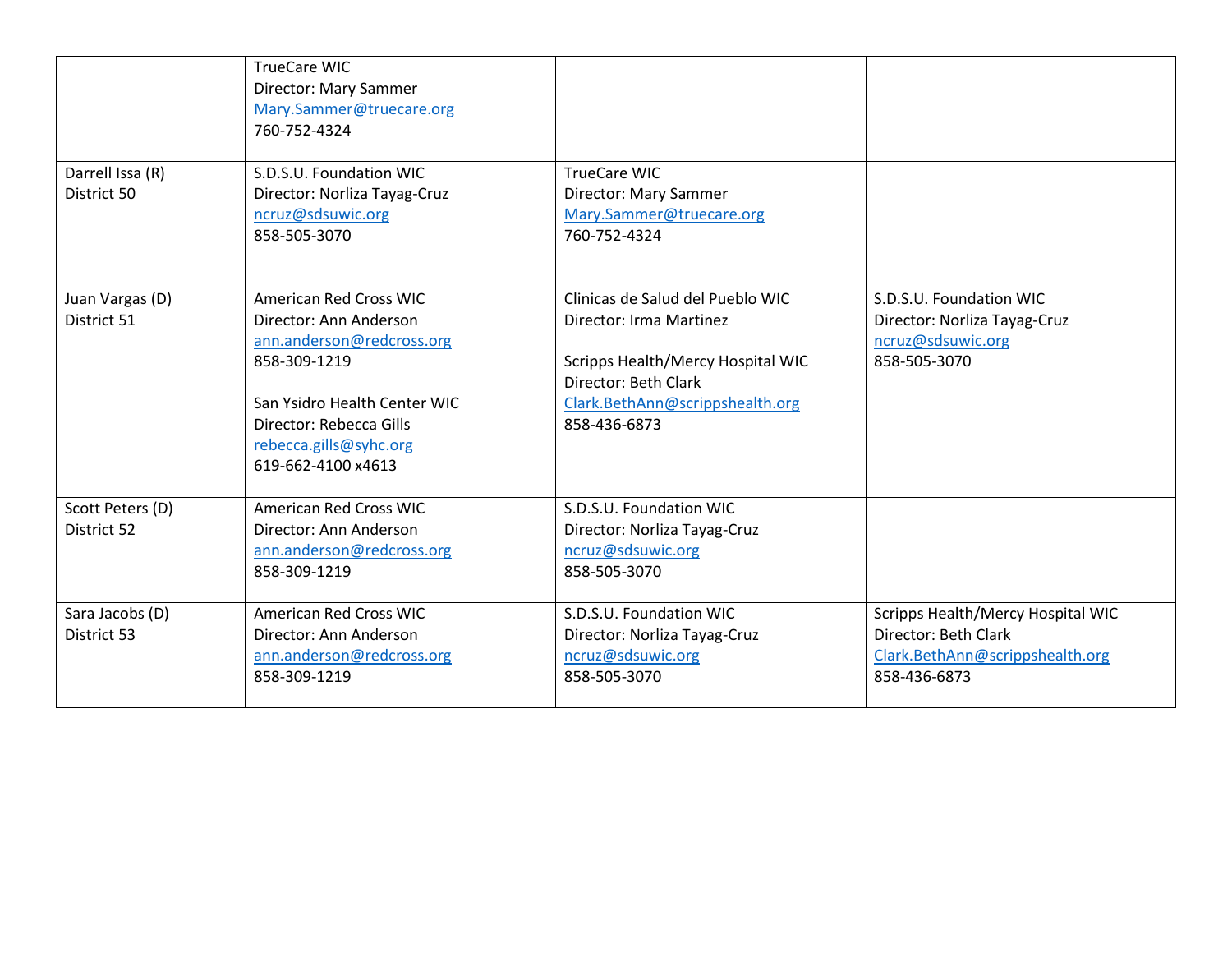| | | | |
|---|---|---|---|
| | TrueCare WIC<br>Director: Mary Sammer<br>Mary.Sammer@truecare.org<br>760-752-4324 | | |
| Darrell Issa (R)<br>District 50 | S.D.S.U. Foundation WIC<br>Director: Norliza Tayag-Cruz<br>ncruz@sdsuwic.org<br>858-505-3070 | TrueCare WIC<br>Director: Mary Sammer<br>Mary.Sammer@truecare.org<br>760-752-4324 | |
| Juan Vargas (D)<br>District 51 | American Red Cross WIC<br>Director: Ann Anderson<br>ann.anderson@redcross.org<br>858-309-1219<br><br>San Ysidro Health Center WIC<br>Director: Rebecca Gills<br>rebecca.gills@syhc.org<br>619-662-4100 x4613 | Clinicas de Salud del Pueblo WIC<br>Director: Irma Martinez<br><br>Scripps Health/Mercy Hospital WIC<br>Director: Beth Clark<br>Clark.BethAnn@scrippshealth.org<br>858-436-6873 | S.D.S.U. Foundation WIC<br>Director: Norliza Tayag-Cruz<br>ncruz@sdsuwic.org<br>858-505-3070 |
| Scott Peters (D)<br>District 52 | American Red Cross WIC<br>Director: Ann Anderson<br>ann.anderson@redcross.org<br>858-309-1219 | S.D.S.U. Foundation WIC<br>Director: Norliza Tayag-Cruz<br>ncruz@sdsuwic.org<br>858-505-3070 | |
| Sara Jacobs (D)<br>District 53 | American Red Cross WIC<br>Director: Ann Anderson<br>ann.anderson@redcross.org<br>858-309-1219 | S.D.S.U. Foundation WIC<br>Director: Norliza Tayag-Cruz<br>ncruz@sdsuwic.org<br>858-505-3070 | Scripps Health/Mercy Hospital WIC<br>Director: Beth Clark<br>Clark.BethAnn@scrippshealth.org<br>858-436-6873 |